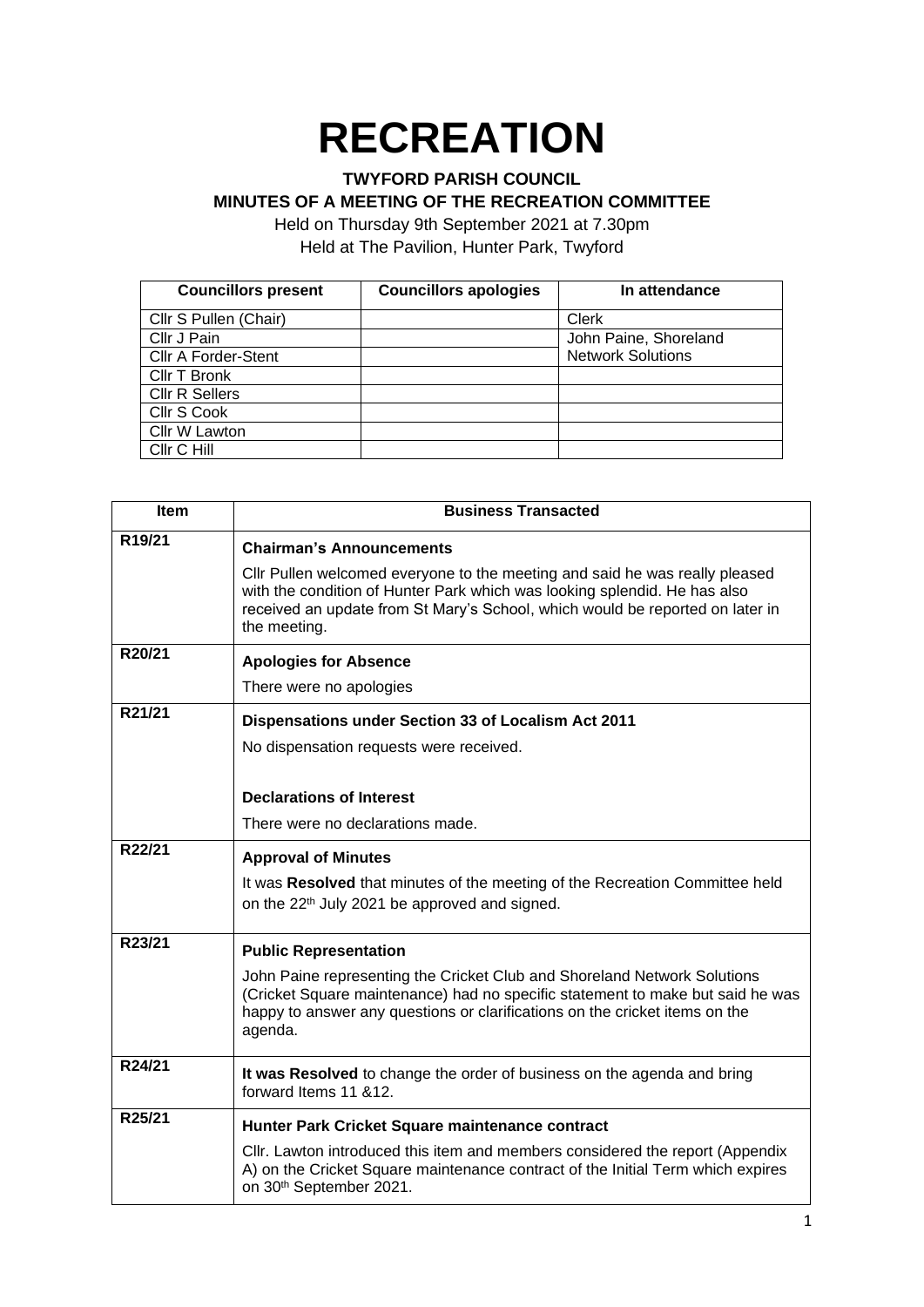# RECREATION

**TWYFORD PARISH COUNCIL**
**MINUTES OF A MEETING OF THE RECREATION COMMITTEE**

Held on Thursday 9th September 2021 at 7.30pm
Held at The Pavilion, Hunter Park, Twyford

| Councillors present | Councillors apologies | In attendance |
|---|---|---|
| Cllr S Pullen (Chair) | | Clerk |
| Cllr J Pain | | John Paine, Shoreland Network Solutions |
| Cllr A Forder-Stent | | |
| Cllr T Bronk | | |
| Cllr R Sellers | | |
| Cllr S Cook | | |
| Cllr W Lawton | | |
| Cllr C Hill | | |

| Item | Business Transacted |
|---|---|
| R19/21 | **Chairman's Announcements**<br><br>Cllr Pullen welcomed everyone to the meeting and said he was really pleased with the condition of Hunter Park which was looking splendid. He has also received an update from St Mary's School, which would be reported on later in the meeting. |
| R20/21 | **Apologies for Absence**<br><br>There were no apologies |
| R21/21 | **Dispensations under Section 33 of Localism Act 2011**<br><br>No dispensation requests were received.<br><br>**Declarations of Interest**<br><br>There were no declarations made. |
| R22/21 | **Approval of Minutes**<br><br>It was **Resolved** that minutes of the meeting of the Recreation Committee held on the 22nd July 2021 be approved and signed. |
| R23/21 | **Public Representation**<br><br>John Paine representing the Cricket Club and Shoreland Network Solutions (Cricket Square maintenance) had no specific statement to make but said he was happy to answer any questions or clarifications on the cricket items on the agenda. |
| R24/21 | **It was Resolved** to change the order of business on the agenda and bring forward Items 11 &12. |
| R25/21 | **Hunter Park Cricket Square maintenance contract**<br><br>Cllr. Lawton introduced this item and members considered the report (Appendix A) on the Cricket Square maintenance contract of the Initial Term which expires on 30th September 2021. |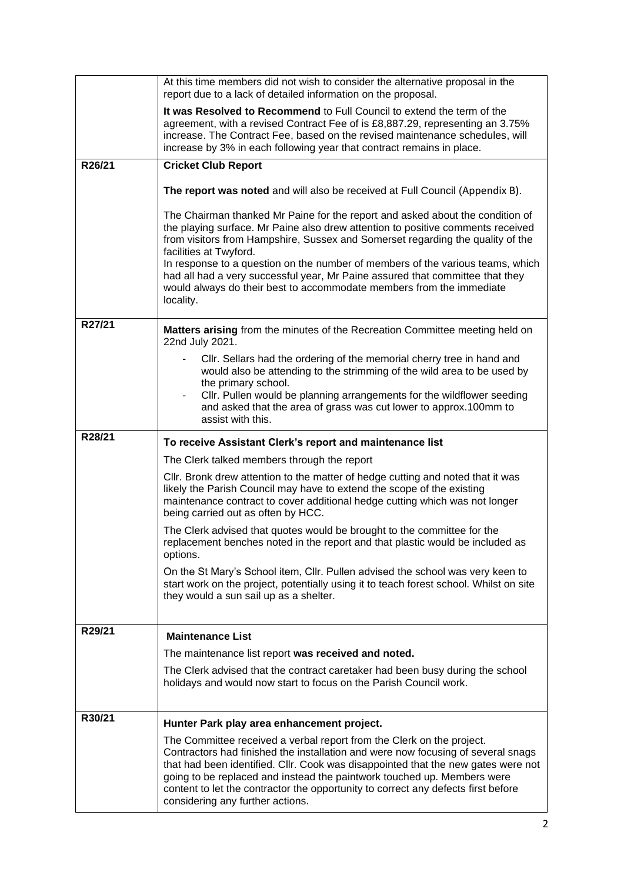| | |
|---|---|
| | At this time members did not wish to consider the alternative proposal in the report due to a lack of detailed information on the proposal.<br><br>**It was Resolved to Recommend** to Full Council to extend the term of the agreement, with a revised Contract Fee of is £8,887.29, representing an 3.75% increase. The Contract Fee, based on the revised maintenance schedules, will increase by 3% in each following year that contract remains in place. |
| **R26/21** | **Cricket Club Report**<br><br>**The report was noted** and will also be received at Full Council (Appendix B).<br><br>The Chairman thanked Mr Paine for the report and asked about the condition of the playing surface. Mr Paine also drew attention to positive comments received from visitors from Hampshire, Sussex and Somerset regarding the quality of the facilities at Twyford.<br>In response to a question on the number of members of the various teams, which had all had a very successful year, Mr Paine assured that committee that they would always do their best to accommodate members from the immediate locality. |
| **R27/21** | **Matters arising** from the minutes of the Recreation Committee meeting held on 22nd July 2021.<br>- Cllr. Sellars had the ordering of the memorial cherry tree in hand and would also be attending to the strimming of the wild area to be used by the primary school.<br>- Cllr. Pullen would be planning arrangements for the wildflower seeding and asked that the area of grass was cut lower to approx.100mm to assist with this. |
| **R28/21** | **To receive Assistant Clerk's report and maintenance list**<br><br>The Clerk talked members through the report<br><br>Cllr. Bronk drew attention to the matter of hedge cutting and noted that it was likely the Parish Council may have to extend the scope of the existing maintenance contract to cover additional hedge cutting which was not longer being carried out as often by HCC.<br><br>The Clerk advised that quotes would be brought to the committee for the replacement benches noted in the report and that plastic would be included as options.<br><br>On the St Mary's School item, Cllr. Pullen advised the school was very keen to start work on the project, potentially using it to teach forest school. Whilst on site they would a sun sail up as a shelter. |
| **R29/21** | **Maintenance List**<br><br>The maintenance list report **was received and noted.**<br><br>The Clerk advised that the contract caretaker had been busy during the school holidays and would now start to focus on the Parish Council work. |
| **R30/21** | **Hunter Park play area enhancement project.**<br><br>The Committee received a verbal report from the Clerk on the project. Contractors had finished the installation and were now focusing of several snags that had been identified. Cllr. Cook was disappointed that the new gates were not going to be replaced and instead the paintwork touched up. Members were content to let the contractor the opportunity to correct any defects first before considering any further actions. |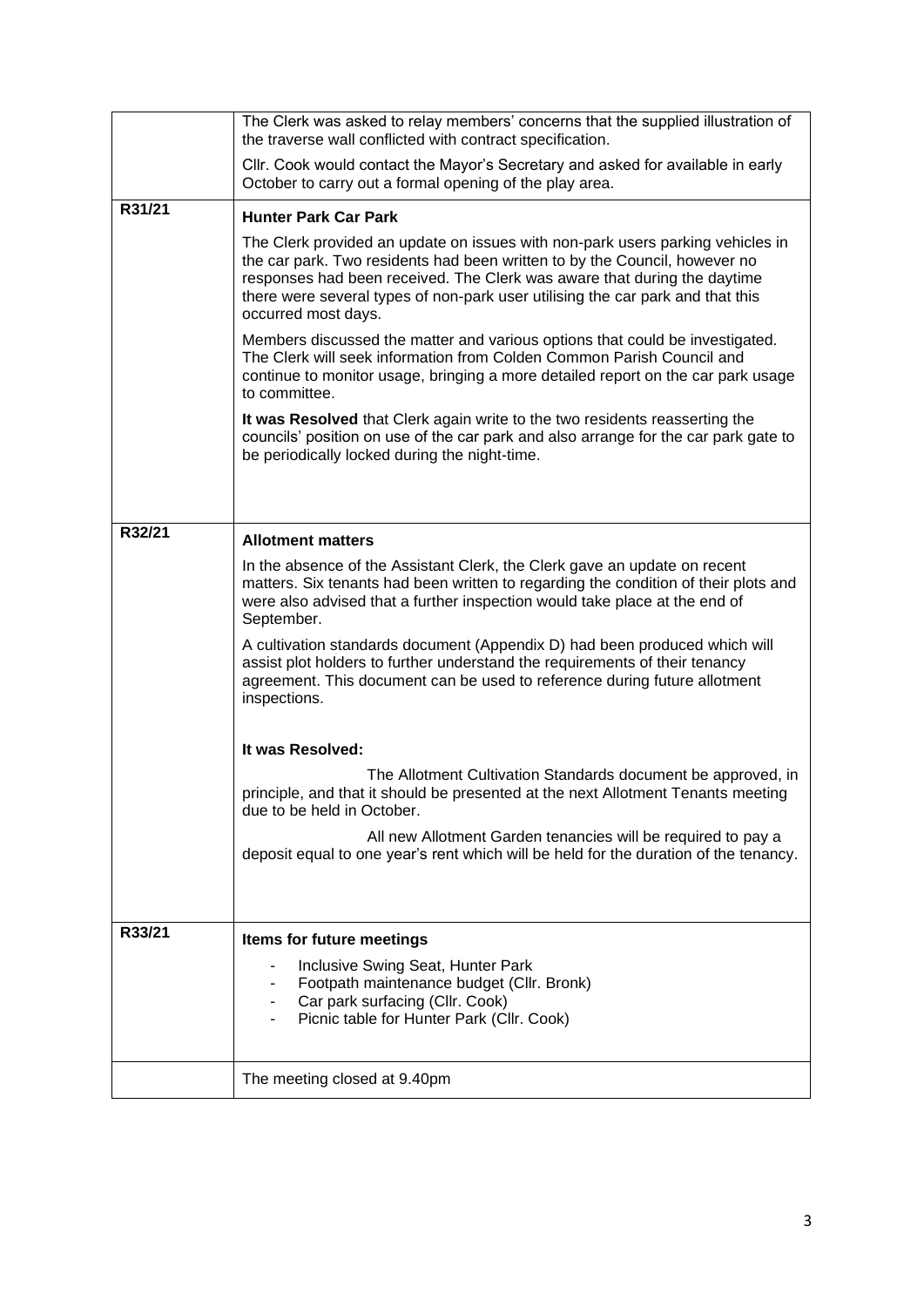| | |
|---|---|
| | The Clerk was asked to relay members' concerns that the supplied illustration of the traverse wall conflicted with contract specification.<br><br>Cllr. Cook would contact the Mayor's Secretary and asked for available in early October to carry out a formal opening of the play area. |
| R31/21 | **Hunter Park Car Park**<br><br>The Clerk provided an update on issues with non-park users parking vehicles in the car park. Two residents had been written to by the Council, however no responses had been received. The Clerk was aware that during the daytime there were several types of non-park user utilising the car park and that this occurred most days.<br><br>Members discussed the matter and various options that could be investigated. The Clerk will seek information from Colden Common Parish Council and continue to monitor usage, bringing a more detailed report on the car park usage to committee.<br><br>**It was Resolved** that Clerk again write to the two residents reasserting the councils' position on use of the car park and also arrange for the car park gate to be periodically locked during the night-time. |
| R32/21 | **Allotment matters**<br><br>In the absence of the Assistant Clerk, the Clerk gave an update on recent matters. Six tenants had been written to regarding the condition of their plots and were also advised that a further inspection would take place at the end of September.<br><br>A cultivation standards document (Appendix D) had been produced which will assist plot holders to further understand the requirements of their tenancy agreement. This document can be used to reference during future allotment inspections.<br><br>**It was Resolved:**<br><br>The Allotment Cultivation Standards document be approved, in principle, and that it should be presented at the next Allotment Tenants meeting due to be held in October.<br><br>All new Allotment Garden tenancies will be required to pay a deposit equal to one year's rent which will be held for the duration of the tenancy. |
| R33/21 | **Items for future meetings**<br><br>- Inclusive Swing Seat, Hunter Park<br>- Footpath maintenance budget (Cllr. Bronk)<br>- Car park surfacing (Cllr. Cook)<br>- Picnic table for Hunter Park (Cllr. Cook) |
| | The meeting closed at 9.40pm |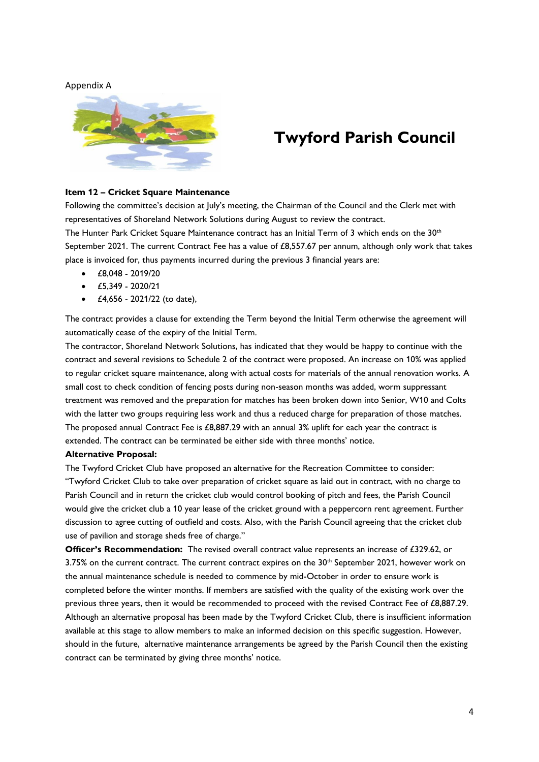Appendix A

# Twyford Parish Council

**Item 12 – Cricket Square Maintenance**

Following the committee's decision at July's meeting, the Chairman of the Council and the Clerk met with representatives of Shoreland Network Solutions during August to review the contract.

The Hunter Park Cricket Square Maintenance contract has an Initial Term of 3 which ends on the 30th September 2021. The current Contract Fee has a value of £8,557.67 per annum, although only work that takes place is invoiced for, thus payments incurred during the previous 3 financial years are:

- £8,048 - 2019/20
- £5,349 - 2020/21
- £4,656 - 2021/22 (to date),

The contract provides a clause for extending the Term beyond the Initial Term otherwise the agreement will automatically cease of the expiry of the Initial Term.

The contractor, Shoreland Network Solutions, has indicated that they would be happy to continue with the contract and several revisions to Schedule 2 of the contract were proposed. An increase on 10% was applied to regular cricket square maintenance, along with actual costs for materials of the annual renovation works. A small cost to check condition of fencing posts during non-season months was added, worm suppressant treatment was removed and the preparation for matches has been broken down into Senior, W10 and Colts with the latter two groups requiring less work and thus a reduced charge for preparation of those matches. The proposed annual Contract Fee is £8,887.29 with an annual 3% uplift for each year the contract is extended. The contract can be terminated be either side with three months' notice.

**Alternative Proposal:**

The Twyford Cricket Club have proposed an alternative for the Recreation Committee to consider: "Twyford Cricket Club to take over preparation of cricket square as laid out in contract, with no charge to Parish Council and in return the cricket club would control booking of pitch and fees, the Parish Council would give the cricket club a 10 year lease of the cricket ground with a peppercorn rent agreement. Further discussion to agree cutting of outfield and costs. Also, with the Parish Council agreeing that the cricket club use of pavilion and storage sheds free of charge."

**Officer's Recommendation:** The revised overall contract value represents an increase of £329.62, or 3.75% on the current contract. The current contract expires on the 30th September 2021, however work on the annual maintenance schedule is needed to commence by mid-October in order to ensure work is completed before the winter months. If members are satisfied with the quality of the existing work over the previous three years, then it would be recommended to proceed with the revised Contract Fee of £8,887.29. Although an alternative proposal has been made by the Twyford Cricket Club, there is insufficient information available at this stage to allow members to make an informed decision on this specific suggestion. However, should in the future, alternative maintenance arrangements be agreed by the Parish Council then the existing contract can be terminated by giving three months' notice.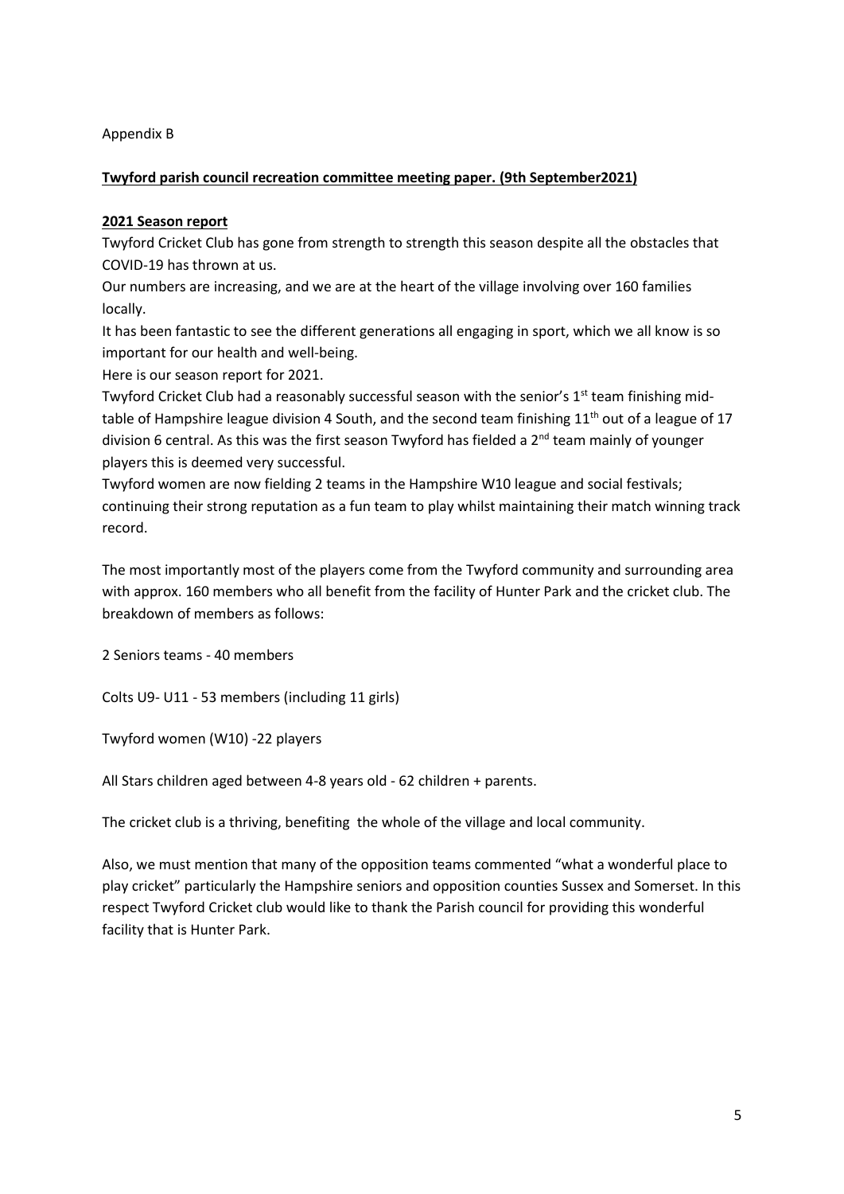Appendix B

**Twyford parish council recreation committee meeting paper. (9th September2021)**

**2021 Season report**

Twyford Cricket Club has gone from strength to strength this season despite all the obstacles that COVID-19 has thrown at us.

Our numbers are increasing, and we are at the heart of the village involving over 160 families locally.

It has been fantastic to see the different generations all engaging in sport, which we all know is so important for our health and well-being.

Here is our season report for 2021.

Twyford Cricket Club had a reasonably successful season with the senior's 1st team finishing mid-table of Hampshire league division 4 South, and the second team finishing 11th out of a league of 17 division 6 central. As this was the first season Twyford has fielded a 2nd team mainly of younger players this is deemed very successful.

Twyford women are now fielding 2 teams in the Hampshire W10 league and social festivals; continuing their strong reputation as a fun team to play whilst maintaining their match winning track record.

The most importantly most of the players come from the Twyford community and surrounding area with approx. 160 members who all benefit from the facility of Hunter Park and the cricket club. The breakdown of members as follows:

2 Seniors teams - 40 members

Colts U9- U11 - 53 members (including 11 girls)

Twyford women (W10) -22 players

All Stars children aged between 4-8 years old - 62 children + parents.

The cricket club is a thriving, benefiting the whole of the village and local community.

Also, we must mention that many of the opposition teams commented "what a wonderful place to play cricket" particularly the Hampshire seniors and opposition counties Sussex and Somerset. In this respect Twyford Cricket club would like to thank the Parish council for providing this wonderful facility that is Hunter Park.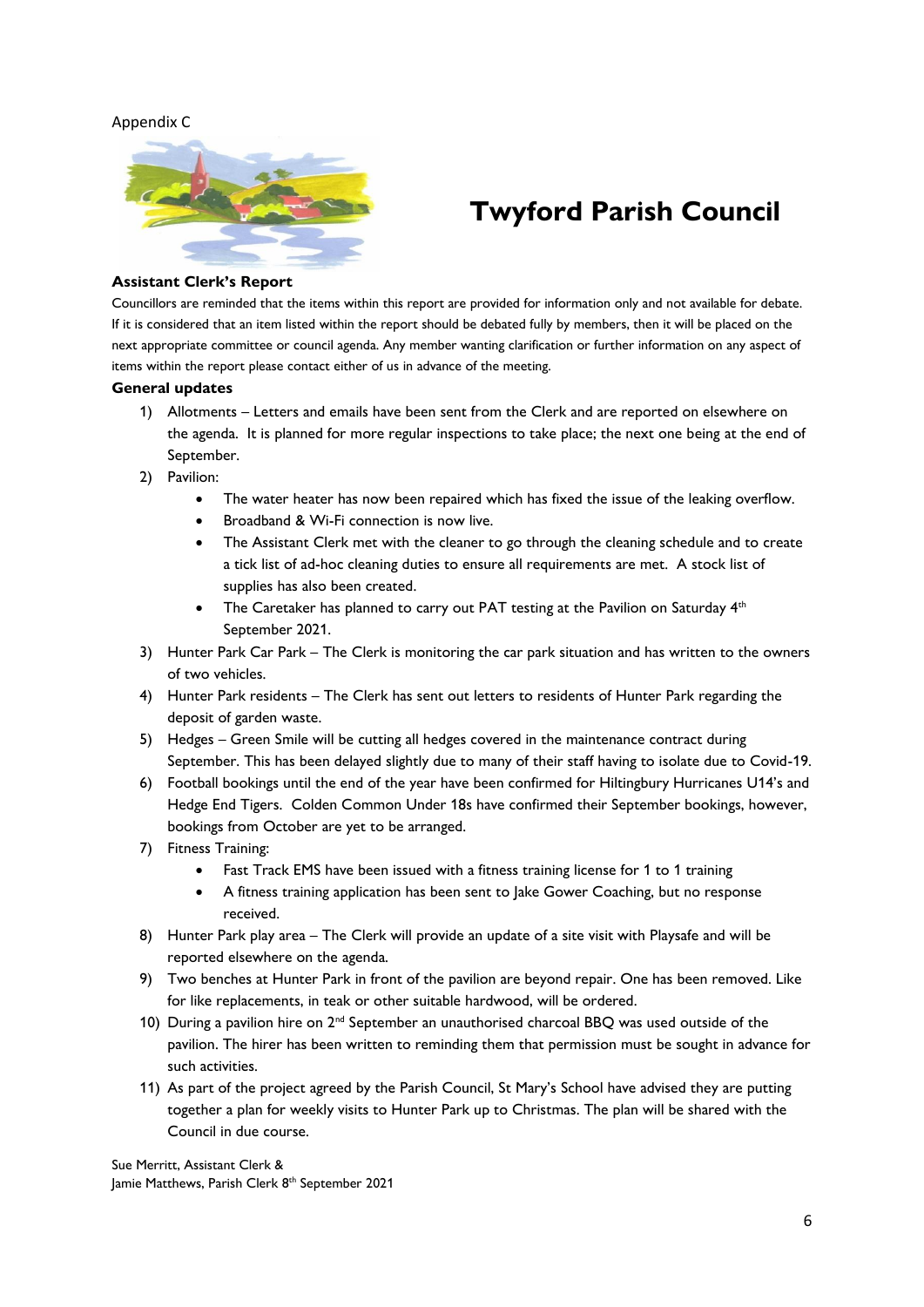Appendix C

# Twyford Parish Council

### Assistant Clerk's Report

Councillors are reminded that the items within this report are provided for information only and not available for debate. If it is considered that an item listed within the report should be debated fully by members, then it will be placed on the next appropriate committee or council agenda. Any member wanting clarification or further information on any aspect of items within the report please contact either of us in advance of the meeting.

### General updates

1) Allotments – Letters and emails have been sent from the Clerk and are reported on elsewhere on the agenda. It is planned for more regular inspections to take place; the next one being at the end of September.
2) Pavilion:
   - The water heater has now been repaired which has fixed the issue of the leaking overflow.
   - Broadband & Wi-Fi connection is now live.
   - The Assistant Clerk met with the cleaner to go through the cleaning schedule and to create a tick list of ad-hoc cleaning duties to ensure all requirements are met. A stock list of supplies has also been created.
   - The Caretaker has planned to carry out PAT testing at the Pavilion on Saturday 4th September 2021.
3) Hunter Park Car Park – The Clerk is monitoring the car park situation and has written to the owners of two vehicles.
4) Hunter Park residents – The Clerk has sent out letters to residents of Hunter Park regarding the deposit of garden waste.
5) Hedges – Green Smile will be cutting all hedges covered in the maintenance contract during September. This has been delayed slightly due to many of their staff having to isolate due to Covid-19.
6) Football bookings until the end of the year have been confirmed for Hiltingbury Hurricanes U14's and Hedge End Tigers. Colden Common Under 18s have confirmed their September bookings, however, bookings from October are yet to be arranged.
7) Fitness Training:
   - Fast Track EMS have been issued with a fitness training license for 1 to 1 training
   - A fitness training application has been sent to Jake Gower Coaching, but no response received.
8) Hunter Park play area – The Clerk will provide an update of a site visit with Playsafe and will be reported elsewhere on the agenda.
9) Two benches at Hunter Park in front of the pavilion are beyond repair. One has been removed. Like for like replacements, in teak or other suitable hardwood, will be ordered.
10) During a pavilion hire on 2nd September an unauthorised charcoal BBQ was used outside of the pavilion. The hirer has been written to reminding them that permission must be sought in advance for such activities.
11) As part of the project agreed by the Parish Council, St Mary's School have advised they are putting together a plan for weekly visits to Hunter Park up to Christmas. The plan will be shared with the Council in due course.

Sue Merritt, Assistant Clerk &
Jamie Matthews, Parish Clerk 8th September 2021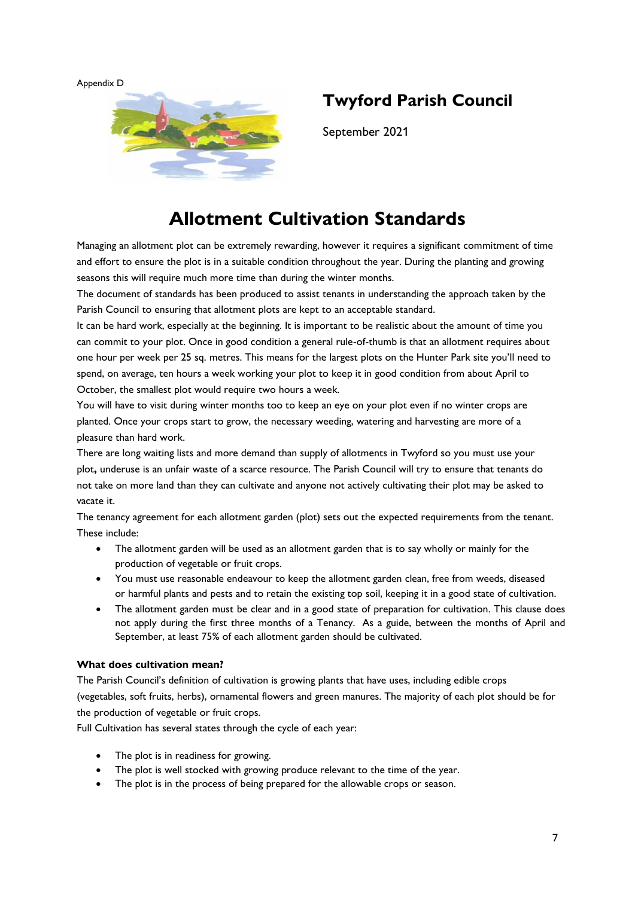Appendix D

## Twyford Parish Council

September 2021

# Allotment Cultivation Standards

Managing an allotment plot can be extremely rewarding, however it requires a significant commitment of time and effort to ensure the plot is in a suitable condition throughout the year. During the planting and growing seasons this will require much more time than during the winter months.

The document of standards has been produced to assist tenants in understanding the approach taken by the Parish Council to ensuring that allotment plots are kept to an acceptable standard.

It can be hard work, especially at the beginning. It is important to be realistic about the amount of time you can commit to your plot. Once in good condition a general rule-of-thumb is that an allotment requires about one hour per week per 25 sq. metres. This means for the largest plots on the Hunter Park site you'll need to spend, on average, ten hours a week working your plot to keep it in good condition from about April to October, the smallest plot would require two hours a week.

You will have to visit during winter months too to keep an eye on your plot even if no winter crops are planted. Once your crops start to grow, the necessary weeding, watering and harvesting are more of a pleasure than hard work.

There are long waiting lists and more demand than supply of allotments in Twyford so you must use your plot**,** underuse is an unfair waste of a scarce resource. The Parish Council will try to ensure that tenants do not take on more land than they can cultivate and anyone not actively cultivating their plot may be asked to vacate it.

The tenancy agreement for each allotment garden (plot) sets out the expected requirements from the tenant. These include:

- The allotment garden will be used as an allotment garden that is to say wholly or mainly for the production of vegetable or fruit crops.
- You must use reasonable endeavour to keep the allotment garden clean, free from weeds, diseased or harmful plants and pests and to retain the existing top soil, keeping it in a good state of cultivation.
- The allotment garden must be clear and in a good state of preparation for cultivation. This clause does not apply during the first three months of a Tenancy. As a guide, between the months of April and September, at least 75% of each allotment garden should be cultivated.

**What does cultivation mean?**

The Parish Council's definition of cultivation is growing plants that have uses, including edible crops (vegetables, soft fruits, herbs), ornamental flowers and green manures. The majority of each plot should be for the production of vegetable or fruit crops.

Full Cultivation has several states through the cycle of each year:

- The plot is in readiness for growing.
- The plot is well stocked with growing produce relevant to the time of the year.
- The plot is in the process of being prepared for the allowable crops or season.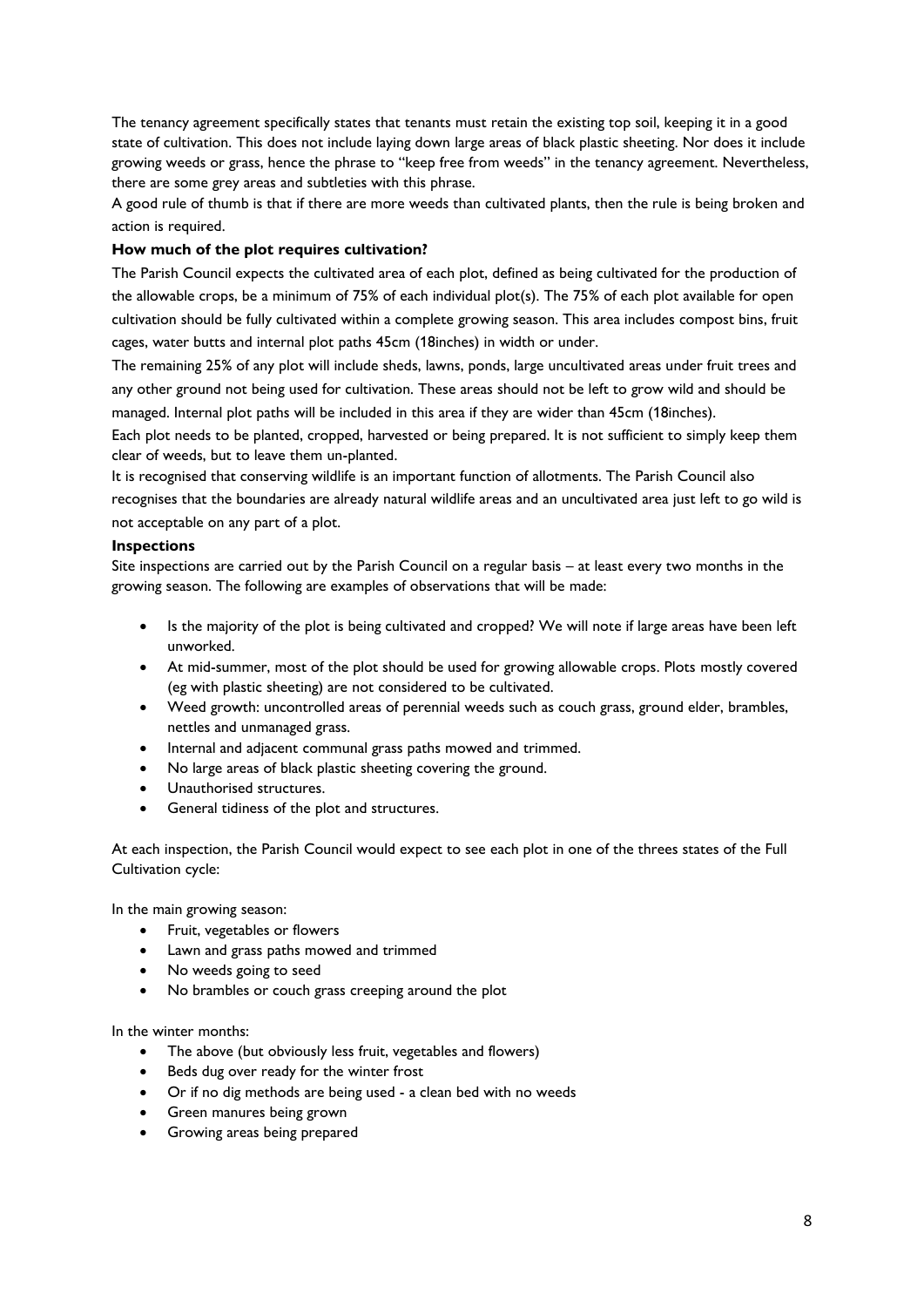The tenancy agreement specifically states that tenants must retain the existing top soil, keeping it in a good state of cultivation. This does not include laying down large areas of black plastic sheeting. Nor does it include growing weeds or grass, hence the phrase to "keep free from weeds" in the tenancy agreement. Nevertheless, there are some grey areas and subtleties with this phrase.

A good rule of thumb is that if there are more weeds than cultivated plants, then the rule is being broken and action is required.

**How much of the plot requires cultivation?**

The Parish Council expects the cultivated area of each plot, defined as being cultivated for the production of the allowable crops, be a minimum of 75% of each individual plot(s). The 75% of each plot available for open cultivation should be fully cultivated within a complete growing season. This area includes compost bins, fruit cages, water butts and internal plot paths 45cm (18inches) in width or under.

The remaining 25% of any plot will include sheds, lawns, ponds, large uncultivated areas under fruit trees and any other ground not being used for cultivation. These areas should not be left to grow wild and should be managed. Internal plot paths will be included in this area if they are wider than 45cm (18inches).

Each plot needs to be planted, cropped, harvested or being prepared. It is not sufficient to simply keep them clear of weeds, but to leave them un-planted.

It is recognised that conserving wildlife is an important function of allotments. The Parish Council also recognises that the boundaries are already natural wildlife areas and an uncultivated area just left to go wild is not acceptable on any part of a plot.

**Inspections**

Site inspections are carried out by the Parish Council on a regular basis – at least every two months in the growing season. The following are examples of observations that will be made:

- Is the majority of the plot is being cultivated and cropped? We will note if large areas have been left unworked.
- At mid-summer, most of the plot should be used for growing allowable crops. Plots mostly covered (eg with plastic sheeting) are not considered to be cultivated.
- Weed growth: uncontrolled areas of perennial weeds such as couch grass, ground elder, brambles, nettles and unmanaged grass.
- Internal and adjacent communal grass paths mowed and trimmed.
- No large areas of black plastic sheeting covering the ground.
- Unauthorised structures.
- General tidiness of the plot and structures.

At each inspection, the Parish Council would expect to see each plot in one of the threes states of the Full Cultivation cycle:

In the main growing season:

- Fruit, vegetables or flowers
- Lawn and grass paths mowed and trimmed
- No weeds going to seed
- No brambles or couch grass creeping around the plot

In the winter months:

- The above (but obviously less fruit, vegetables and flowers)
- Beds dug over ready for the winter frost
- Or if no dig methods are being used - a clean bed with no weeds
- Green manures being grown
- Growing areas being prepared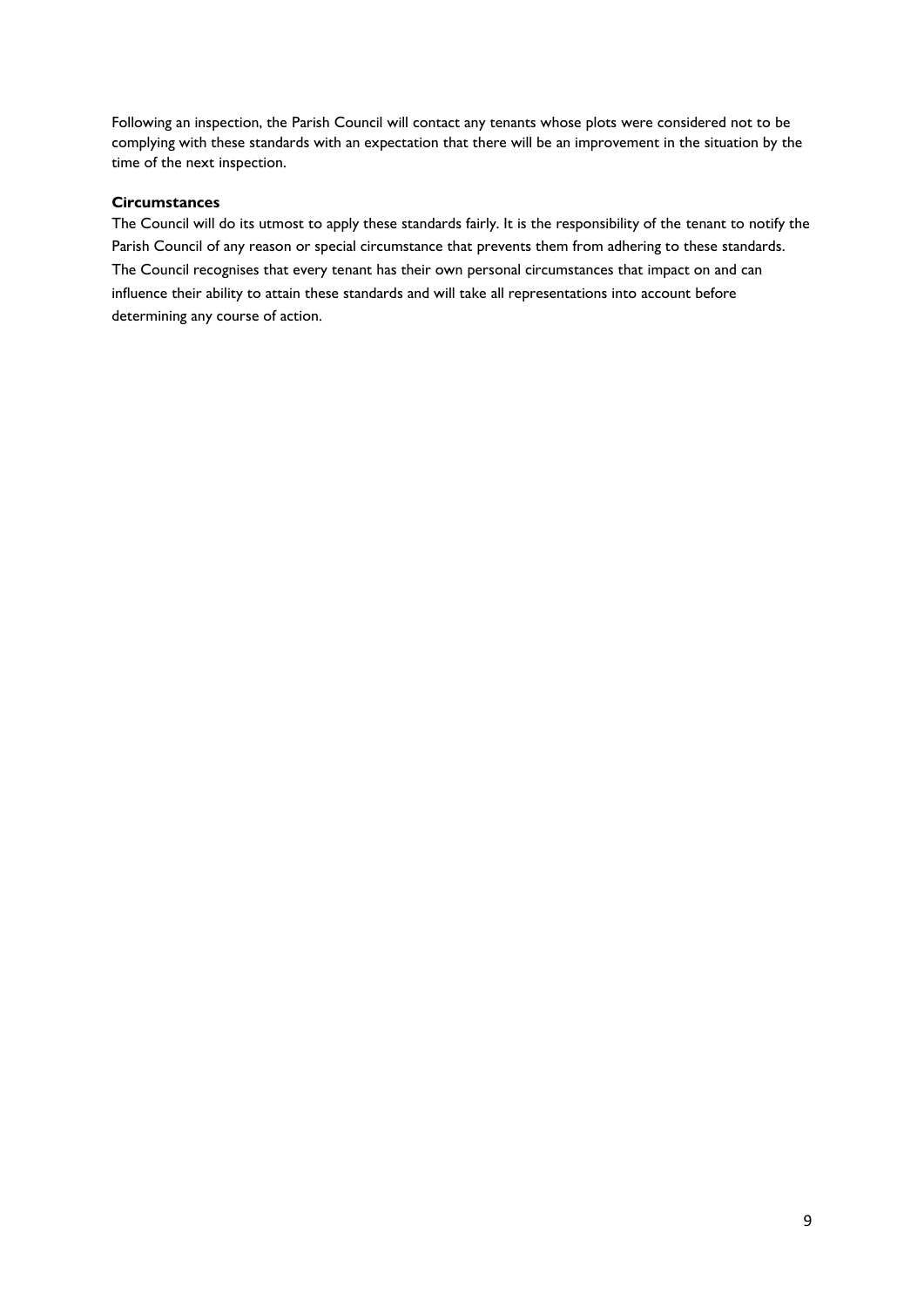Following an inspection, the Parish Council will contact any tenants whose plots were considered not to be complying with these standards with an expectation that there will be an improvement in the situation by the time of the next inspection.

**Circumstances**

The Council will do its utmost to apply these standards fairly. It is the responsibility of the tenant to notify the Parish Council of any reason or special circumstance that prevents them from adhering to these standards. The Council recognises that every tenant has their own personal circumstances that impact on and can influence their ability to attain these standards and will take all representations into account before determining any course of action.